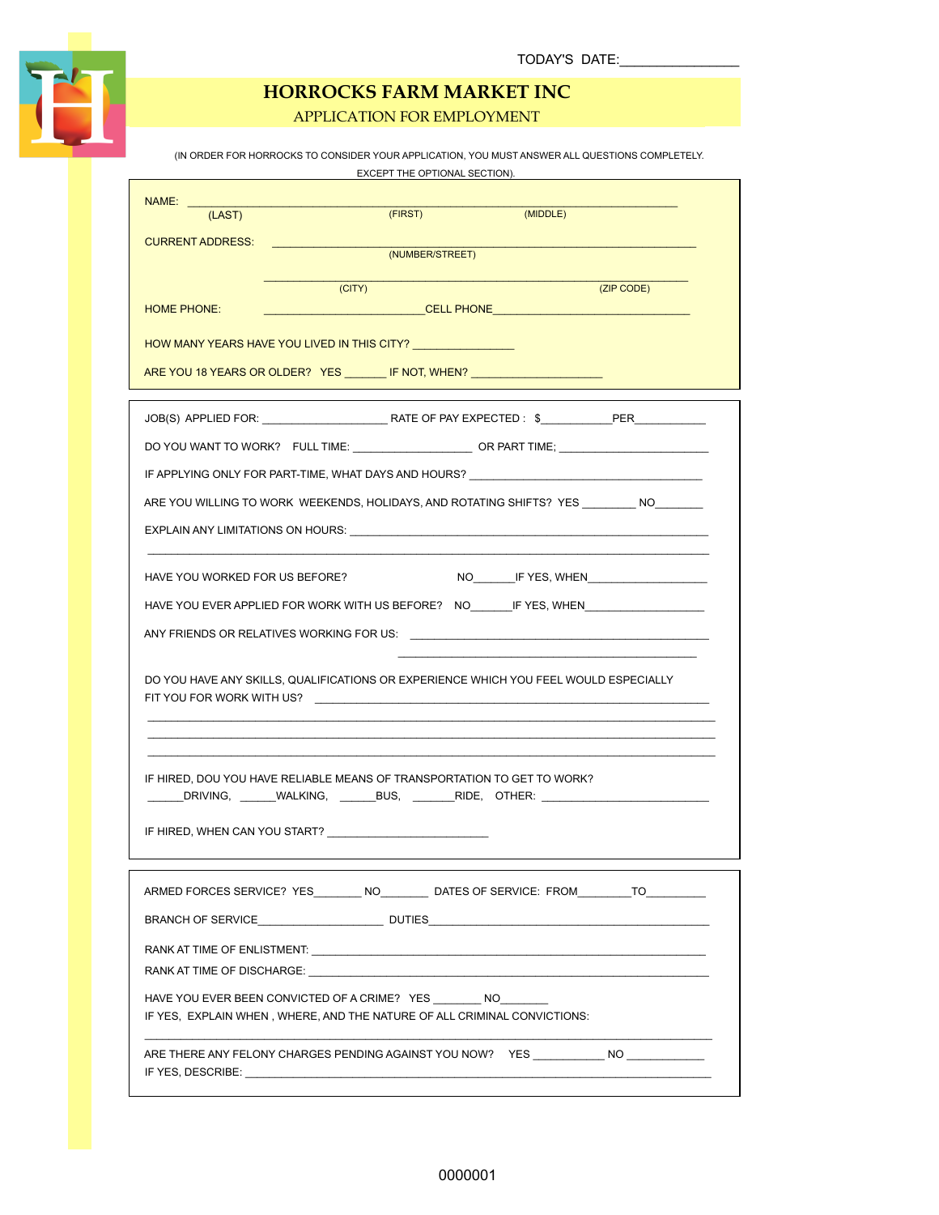TODAY'S DATE:_______________

# HORROCKS FARM MARKET INC

## APPLICATION FOR EMPLOYMENT

(IN ORDER FOR HORROCKS TO CONSIDER YOUR APPLICATION, YOU MUST ANSWER ALL QUESTIONS COMPLETELY. EXCEPT THE OPTIONAL SECTION).

NAME: ____________________________________________________________________________
(LAST) (FIRST) (MIDDLE)

CURRENT ADDRESS: __________________________________________________________________
(NUMBER/STREET)

__________________________________________________________________
(CITY) (ZIP CODE)

HOME PHONE: __________________________CELL PHONE_________________________________

HOW MANY YEARS HAVE YOU LIVED IN THIS CITY? ________________

ARE YOU 18 YEARS OR OLDER? YES _______ IF NOT, WHEN? _____________________

---

JOB(S) APPLIED FOR: ____________________ RATE OF PAY EXPECTED : $___________PER___________

DO YOU WANT TO WORK? FULL TIME: ___________________ OR PART TIME; ________________________

IF APPLYING ONLY FOR PART-TIME, WHAT DAYS AND HOURS? ______________________________________

ARE YOU WILLING TO WORK WEEKENDS, HOLIDAYS, AND ROTATING SHIFTS? YES ________ NO_______

EXPLAIN ANY LIMITATIONS ON HOURS: _________________________________________________________

______________________________________________________________________________________

HAVE YOU WORKED FOR US BEFORE? NO_______IF YES, WHEN___________________

HAVE YOU EVER APPLIED FOR WORK WITH US BEFORE? NO_______IF YES, WHEN__________________

ANY FRIENDS OR RELATIVES WORKING FOR US: ________________________________________________

________________________________________________

DO YOU HAVE ANY SKILLS, QUALIFICATIONS OR EXPERIENCE WHICH YOU FEEL WOULD ESPECIALLY FIT YOU FOR WORK WITH US? _____________________________________________________________

______________________________________________________________________________________

______________________________________________________________________________________

______________________________________________________________________________________

IF HIRED, DOU YOU HAVE RELIABLE MEANS OF TRANSPORTATION TO GET TO WORK?
______DRIVING, ______WALKING, ______BUS, _______RIDE, OTHER: __________________________

IF HIRED, WHEN CAN YOU START? __________________________

---

ARMED FORCES SERVICE? YES_______ NO_______ DATES OF SERVICE: FROM________TO_________

BRANCH OF SERVICE____________________ DUTIES_____________________________________________

RANK AT TIME OF ENLISTMENT: ______________________________________________________________

RANK AT TIME OF DISCHARGE: _______________________________________________________________

HAVE YOU EVER BEEN CONVICTED OF A CRIME? YES _______ NO_______
IF YES, EXPLAIN WHEN , WHERE, AND THE NATURE OF ALL CRIMINAL CONVICTIONS:

______________________________________________________________________________________

ARE THERE ANY FELONY CHARGES PENDING AGAINST YOU NOW? YES ___________ NO ____________
IF YES, DESCRIBE: _________________________________________________________________________

0000001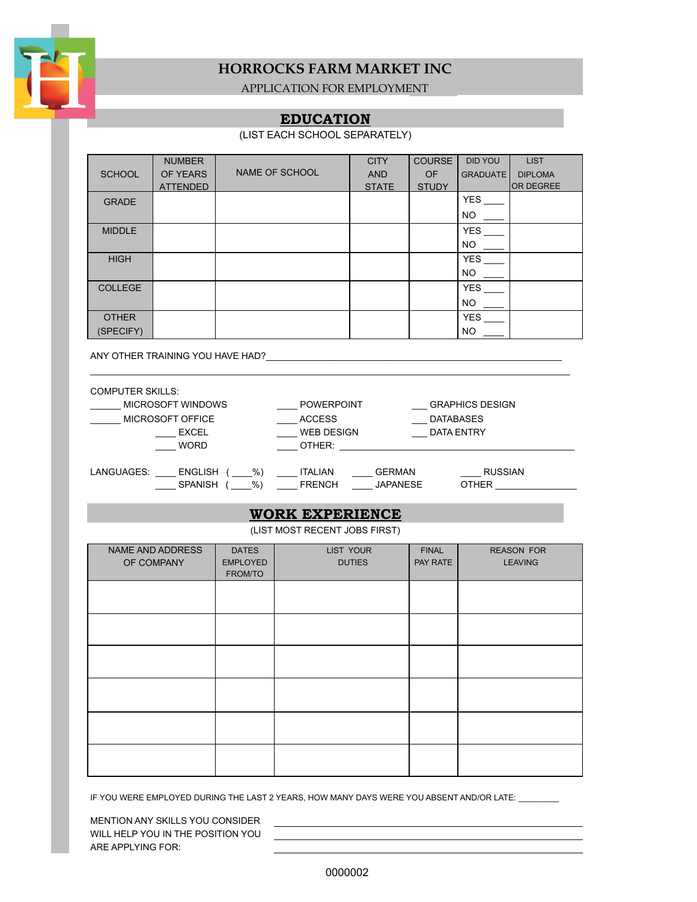# HORROCKS FARM MARKET INC

APPLICATION FOR EMPLOYMENT

## EDUCATION

(LIST EACH SCHOOL SEPARATELY)

| SCHOOL | NUMBER OF YEARS ATTENDED | NAME OF SCHOOL | CITY AND STATE | COURSE OF STUDY | DID YOU GRADUATE | LIST DIPLOMA OR DEGREE |
|---|---|---|---|---|---|---|
| GRADE | | | | | YES ____ NO ____ | |
| MIDDLE | | | | | YES ____ NO ____ | |
| HIGH | | | | | YES ____ NO ____ | |
| COLLEGE | | | | | YES ____ NO ____ | |
| OTHER (SPECIFY) | | | | | YES ____ NO ____ | |

ANY OTHER TRAINING YOU HAVE HAD?_______________________________________________

_______________________________________________________________________________

COMPUTER SKILLS:

______ MICROSOFT WINDOWS &nbsp;&nbsp;&nbsp; ____ POWERPOINT &nbsp;&nbsp;&nbsp; ___ GRAPHICS DESIGN

______ MICROSOFT OFFICE &nbsp;&nbsp;&nbsp; ____ ACCESS &nbsp;&nbsp;&nbsp; ___ DATABASES

____ EXCEL &nbsp;&nbsp;&nbsp; ____ WEB DESIGN &nbsp;&nbsp;&nbsp; ___ DATA ENTRY

____ WORD &nbsp;&nbsp;&nbsp; ____ OTHER: ________________________________

LANGUAGES: ____ ENGLISH ( ____%) &nbsp;&nbsp; ____ ITALIAN &nbsp;&nbsp; ____ GERMAN &nbsp;&nbsp; ____ RUSSIAN

____ SPANISH ( ____%) &nbsp;&nbsp; ____ FRENCH &nbsp;&nbsp; ____ JAPANESE &nbsp;&nbsp; OTHER ________________

## WORK EXPERIENCE

(LIST MOST RECENT JOBS FIRST)

| NAME AND ADDRESS OF COMPANY | DATES EMPLOYED FROM/TO | LIST YOUR DUTIES | FINAL PAY RATE | REASON FOR LEAVING |
|---|---|---|---|---|
| | | | | |
| | | | | |
| | | | | |
| | | | | |
| | | | | |
| | | | | |

IF YOU WERE EMPLOYED DURING THE LAST 2 YEARS, HOW MANY DAYS WERE YOU ABSENT AND/OR LATE: _________

MENTION ANY SKILLS YOU CONSIDER WILL HELP YOU IN THE POSITION YOU ARE APPLYING FOR: _______________________________________________

_______________________________________________

_______________________________________________

0000002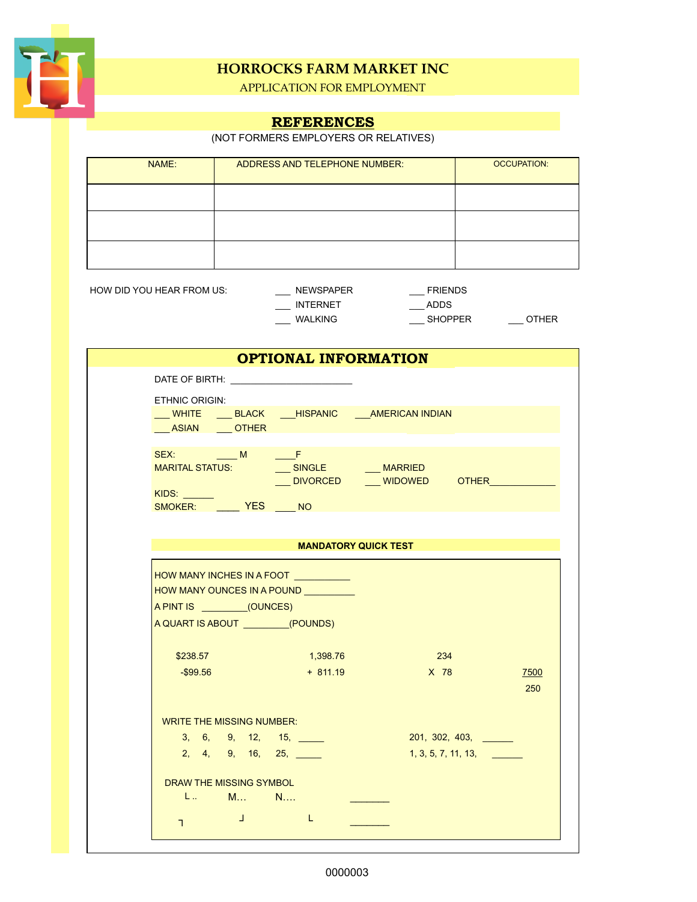# HORROCKS FARM MARKET INC

APPLICATION FOR EMPLOYMENT

## REFERENCES

(NOT FORMERS EMPLOYERS OR RELATIVES)

| NAME: | ADDRESS AND TELEPHONE NUMBER: | OCCUPATION: |
|---|---|---|
| | | |
| | | |
| | | |

HOW DID YOU HEAR FROM US:

___ NEWSPAPER &nbsp;&nbsp; ___ FRIENDS
___ INTERNET &nbsp;&nbsp; ___ ADDS
___ WALKING &nbsp;&nbsp; ___ SHOPPER &nbsp;&nbsp; ___ OTHER

## OPTIONAL INFORMATION

DATE OF BIRTH: ______________________

ETHNIC ORIGIN:
___ WHITE ___ BLACK ___HISPANIC ___AMERICAN INDIAN
___ ASIAN ___ OTHER

SEX: ____ M ____F
MARITAL STATUS: ___ SINGLE ___ MARRIED
___ DIVORCED ___ WIDOWED OTHER_____________
KIDS: ______
SMOKER: ____ YES ____ NO

**MANDATORY QUICK TEST**

HOW MANY INCHES IN A FOOT ___________
HOW MANY OUNCES IN A POUND __________
A PINT IS _________(OUNCES)
A QUART IS ABOUT _________(POUNDS)

$238.57
-$99.56

1,398.76
+ 811.19

234
X 78

7500
250

WRITE THE MISSING NUMBER:

3, 6, 9, 12, 15, _____
2, 4, 9, 16, 25, _____
201, 302, 403, ______
1, 3, 5, 7, 11, 13, ______

DRAW THE MISSING SYMBOL

L .. M… N…. _______

┐ ┘ L _______

0000003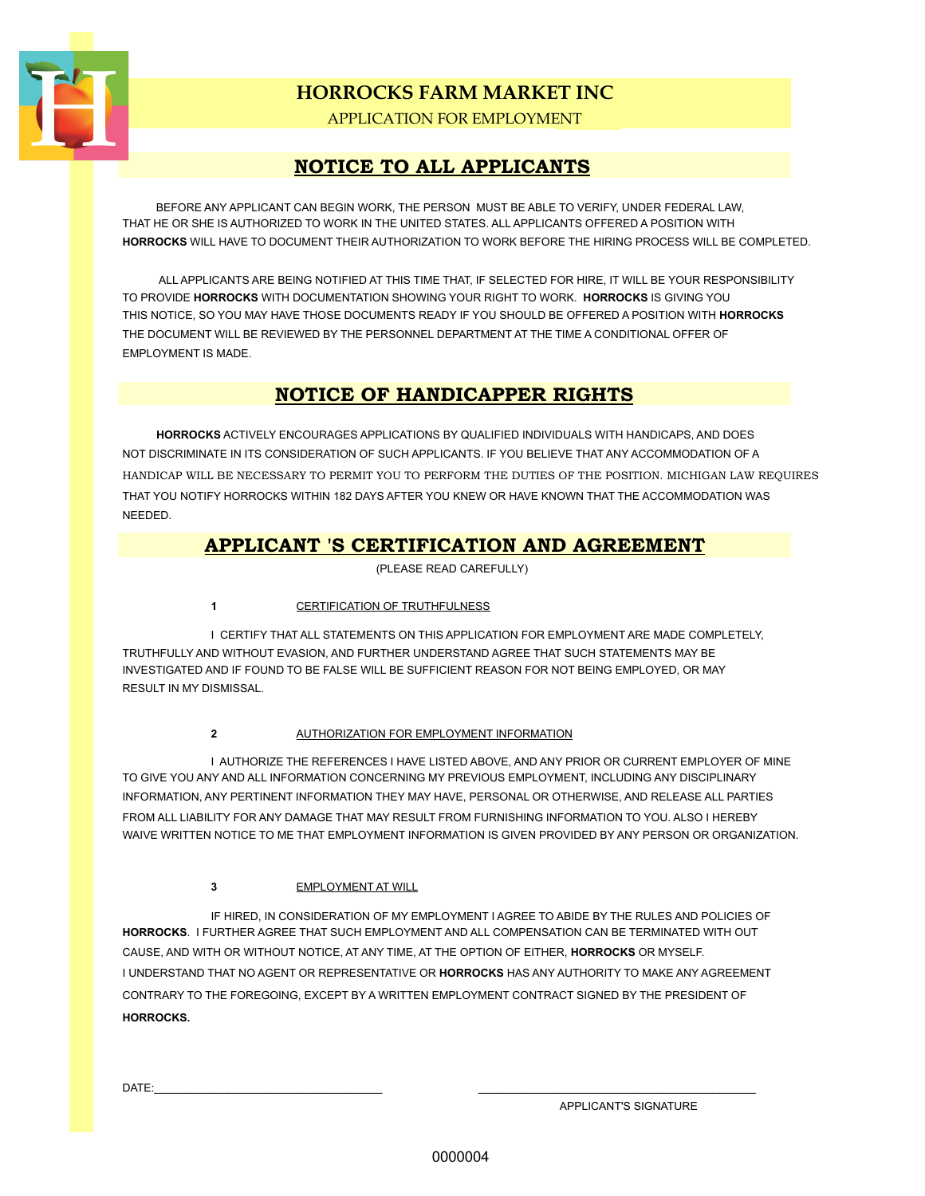# HORROCKS FARM MARKET INC

APPLICATION FOR EMPLOYMENT

## NOTICE TO ALL APPLICANTS

BEFORE ANY APPLICANT CAN BEGIN WORK, THE PERSON MUST BE ABLE TO VERIFY, UNDER FEDERAL LAW, THAT HE OR SHE IS AUTHORIZED TO WORK IN THE UNITED STATES. ALL APPLICANTS OFFERED A POSITION WITH **HORROCKS** WILL HAVE TO DOCUMENT THEIR AUTHORIZATION TO WORK BEFORE THE HIRING PROCESS WILL BE COMPLETED.

ALL APPLICANTS ARE BEING NOTIFIED AT THIS TIME THAT, IF SELECTED FOR HIRE, IT WILL BE YOUR RESPONSIBILITY TO PROVIDE **HORROCKS** WITH DOCUMENTATION SHOWING YOUR RIGHT TO WORK. **HORROCKS** IS GIVING YOU THIS NOTICE, SO YOU MAY HAVE THOSE DOCUMENTS READY IF YOU SHOULD BE OFFERED A POSITION WITH **HORROCKS** THE DOCUMENT WILL BE REVIEWED BY THE PERSONNEL DEPARTMENT AT THE TIME A CONDITIONAL OFFER OF EMPLOYMENT IS MADE.

## NOTICE OF HANDICAPPER RIGHTS

**HORROCKS** ACTIVELY ENCOURAGES APPLICATIONS BY QUALIFIED INDIVIDUALS WITH HANDICAPS, AND DOES NOT DISCRIMINATE IN ITS CONSIDERATION OF SUCH APPLICANTS. IF YOU BELIEVE THAT ANY ACCOMMODATION OF A HANDICAP WILL BE NECESSARY TO PERMIT YOU TO PERFORM THE DUTIES OF THE POSITION. MICHIGAN LAW REQUIRES THAT YOU NOTIFY HORROCKS WITHIN 182 DAYS AFTER YOU KNEW OR HAVE KNOWN THAT THE ACCOMMODATION WAS NEEDED.

## APPLICANT 'S CERTIFICATION AND AGREEMENT

(PLEASE READ CAREFULLY)

**1** CERTIFICATION OF TRUTHFULNESS

I CERTIFY THAT ALL STATEMENTS ON THIS APPLICATION FOR EMPLOYMENT ARE MADE COMPLETELY, TRUTHFULLY AND WITHOUT EVASION, AND FURTHER UNDERSTAND AGREE THAT SUCH STATEMENTS MAY BE INVESTIGATED AND IF FOUND TO BE FALSE WILL BE SUFFICIENT REASON FOR NOT BEING EMPLOYED, OR MAY RESULT IN MY DISMISSAL.

**2** AUTHORIZATION FOR EMPLOYMENT INFORMATION

I AUTHORIZE THE REFERENCES I HAVE LISTED ABOVE, AND ANY PRIOR OR CURRENT EMPLOYER OF MINE TO GIVE YOU ANY AND ALL INFORMATION CONCERNING MY PREVIOUS EMPLOYMENT, INCLUDING ANY DISCIPLINARY INFORMATION, ANY PERTINENT INFORMATION THEY MAY HAVE, PERSONAL OR OTHERWISE, AND RELEASE ALL PARTIES FROM ALL LIABILITY FOR ANY DAMAGE THAT MAY RESULT FROM FURNISHING INFORMATION TO YOU. ALSO I HEREBY WAIVE WRITTEN NOTICE TO ME THAT EMPLOYMENT INFORMATION IS GIVEN PROVIDED BY ANY PERSON OR ORGANIZATION.

**3** EMPLOYMENT AT WILL

IF HIRED, IN CONSIDERATION OF MY EMPLOYMENT I AGREE TO ABIDE BY THE RULES AND POLICIES OF **HORROCKS**. I FURTHER AGREE THAT SUCH EMPLOYMENT AND ALL COMPENSATION CAN BE TERMINATED WITH OUT CAUSE, AND WITH OR WITHOUT NOTICE, AT ANY TIME, AT THE OPTION OF EITHER, **HORROCKS** OR MYSELF. I UNDERSTAND THAT NO AGENT OR REPRESENTATIVE OR **HORROCKS** HAS ANY AUTHORITY TO MAKE ANY AGREEMENT CONTRARY TO THE FOREGOING, EXCEPT BY A WRITTEN EMPLOYMENT CONTRACT SIGNED BY THE PRESIDENT OF **HORROCKS.**

DATE:____________________________________ ____________________________________________

APPLICANT'S SIGNATURE

0000004